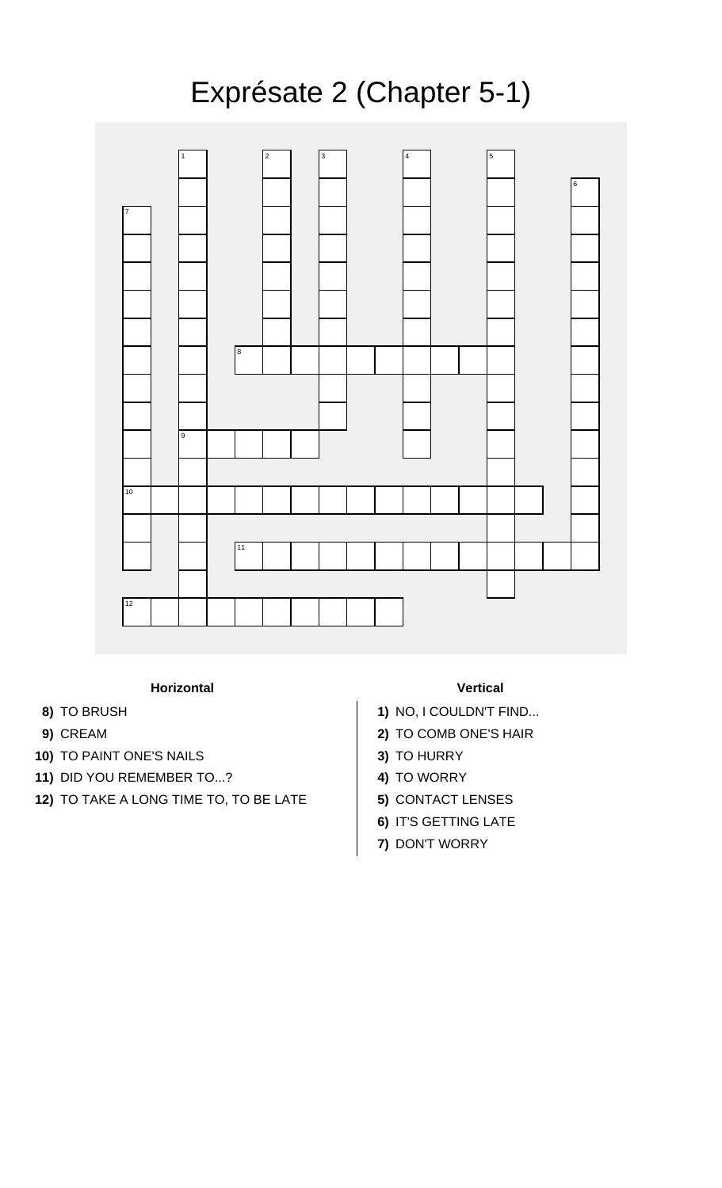# Exprésate 2 (Chapter 5-1)

### Horizontal

**8)** TO BRUSH

**9)** CREAM

**10)** TO PAINT ONE'S NAILS

**11)** DID YOU REMEMBER TO...?

**12)** TO TAKE A LONG TIME TO, TO BE LATE

### Vertical

**1)** NO, I COULDN'T FIND...

**2)** TO COMB ONE'S HAIR

**3)** TO HURRY

**4)** TO WORRY

**5)** CONTACT LENSES

**6)** IT'S GETTING LATE

**7)** DON'T WORRY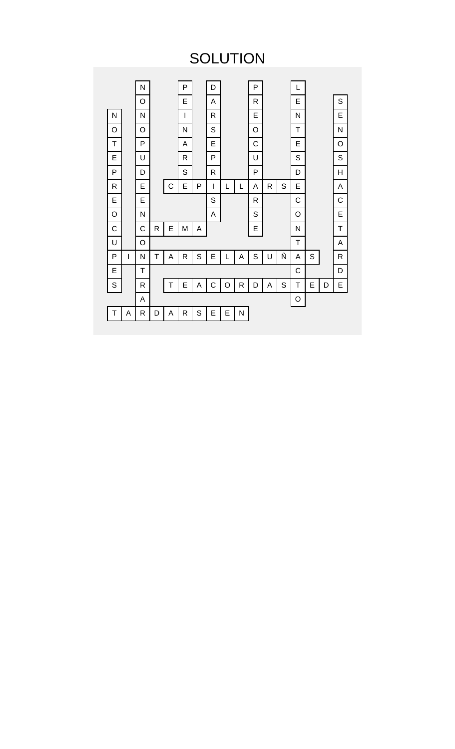# SOLUTION

| | | | | | | | | | | | | | | | | |
|---|---|---|---|---|---|---|---|---|---|---|---|---|---|---|---|---|
| | | N | | | P | | D | | | P | | | L | | | |
| | | O | | | E | | A | | | R | | | E | | | S |
| N | | N | | | I | | R | | | E | | | N | | | E |
| O | | O | | | N | | S | | | O | | | T | | | N |
| T | | P | | | A | | E | | | C | | | E | | | O |
| E | | U | | | R | | P | | | U | | | S | | | S |
| P | | D | | | S | | R | | | P | | | D | | | H |
| R | | E | | C | E | P | I | L | L | A | R | S | E | | | A |
| E | | E | | | | | S | | | R | | | C | | | C |
| O | | N | | | | | A | | | S | | | O | | | E |
| C | | C | R | E | M | A | | | | E | | | N | | | T |
| U | | O | | | | | | | | | | | T | | | A |
| P | I | N | T | A | R | S | E | L | A | S | U | Ñ | A | S | | R |
| E | | T | | | | | | | | | | | C | | | D |
| S | | R | | T | E | A | C | O | R | D | A | S | T | E | D | E |
| | | A | | | | | | | | | | | O | | | |
| T | A | R | D | A | R | S | E | E | N | | | | | | | |